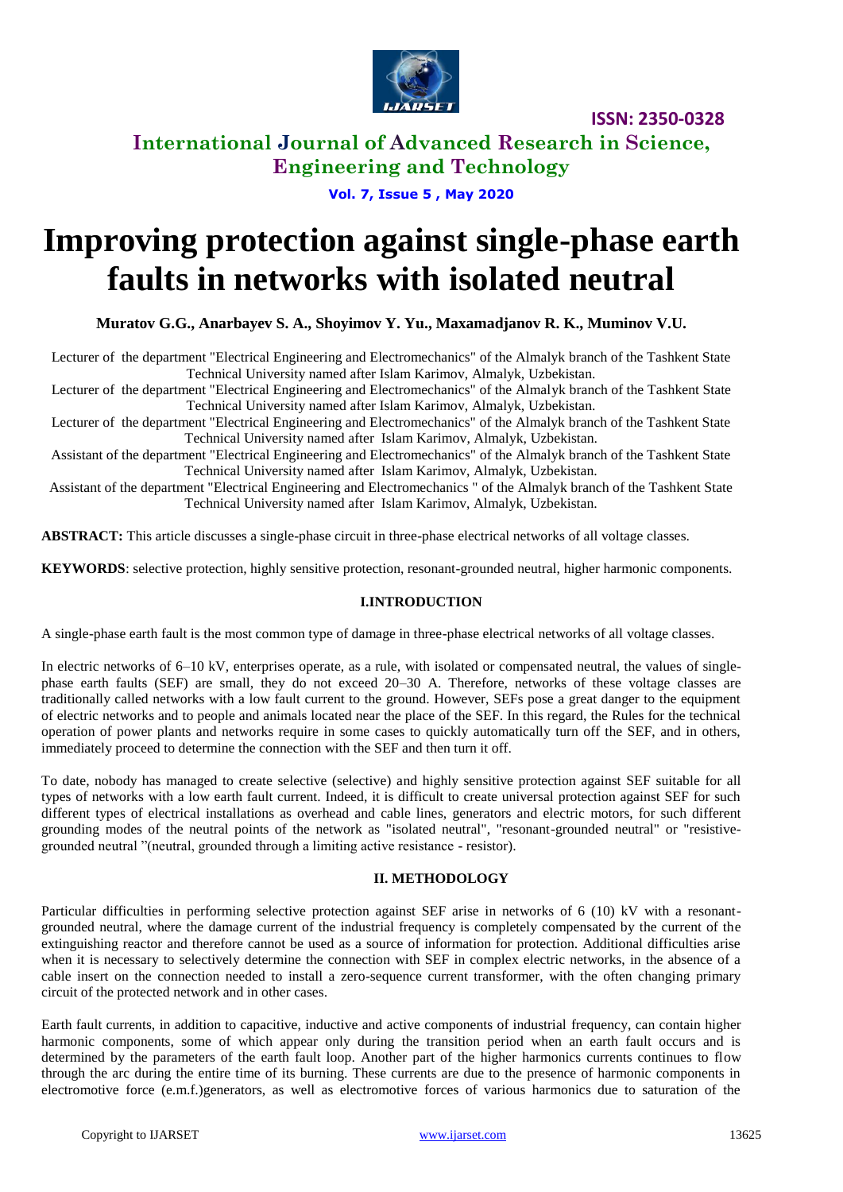# Improving protection against single-phase earth faults in networks with isolated neutral

**Muratov G.G., Anarbayev S. A., Shoyimov Y. Yu., Maxamadjanov R. K., Muminov V.U.**

Lecturer of the department "Electrical Engineering and Electromechanics" of the Almalyk branch of the Tashkent State Technical University named after Islam Karimov, Almalyk, Uzbekistan.

Lecturer of the department "Electrical Engineering and Electromechanics" of the Almalyk branch of the Tashkent State Technical University named after Islam Karimov, Almalyk, Uzbekistan.

Lecturer of the department "Electrical Engineering and Electromechanics" of the Almalyk branch of the Tashkent State Technical University named after Islam Karimov, Almalyk, Uzbekistan.

Assistant of the department "Electrical Engineering and Electromechanics" of the Almalyk branch of the Tashkent State Technical University named after Islam Karimov, Almalyk, Uzbekistan.

Assistant of the department "Electrical Engineering and Electromechanics " of the Almalyk branch of the Tashkent State Technical University named after Islam Karimov, Almalyk, Uzbekistan.

**ABSTRACT:** This article discusses a single-phase circuit in three-phase electrical networks of all voltage classes.

**KEYWORDS**: selective protection, highly sensitive protection, resonant-grounded neutral, higher harmonic components.

## I.INTRODUCTION

A single-phase earth fault is the most common type of damage in three-phase electrical networks of all voltage classes.

In electric networks of 6–10 kV, enterprises operate, as a rule, with isolated or compensated neutral, the values of single-phase earth faults (SEF) are small, they do not exceed 20–30 A. Therefore, networks of these voltage classes are traditionally called networks with a low fault current to the ground. However, SEFs pose a great danger to the equipment of electric networks and to people and animals located near the place of the SEF. In this regard, the Rules for the technical operation of power plants and networks require in some cases to quickly automatically turn off the SEF, and in others, immediately proceed to determine the connection with the SEF and then turn it off.

To date, nobody has managed to create selective (selective) and highly sensitive protection against SEF suitable for all types of networks with a low earth fault current. Indeed, it is difficult to create universal protection against SEF for such different types of electrical installations as overhead and cable lines, generators and electric motors, for such different grounding modes of the neutral points of the network as "isolated neutral", "resonant-grounded neutral" or "resistive-grounded neutral "(neutral, grounded through a limiting active resistance - resistor).

## II. METHODOLOGY

Particular difficulties in performing selective protection against SEF arise in networks of 6 (10) kV with a resonant-grounded neutral, where the damage current of the industrial frequency is completely compensated by the current of the extinguishing reactor and therefore cannot be used as a source of information for protection. Additional difficulties arise when it is necessary to selectively determine the connection with SEF in complex electric networks, in the absence of a cable insert on the connection needed to install a zero-sequence current transformer, with the often changing primary circuit of the protected network and in other cases.

Earth fault currents, in addition to capacitive, inductive and active components of industrial frequency, can contain higher harmonic components, some of which appear only during the transition period when an earth fault occurs and is determined by the parameters of the earth fault loop. Another part of the higher harmonics currents continues to flow through the arc during the entire time of its burning. These currents are due to the presence of harmonic components in electromotive force (e.m.f.)generators, as well as electromotive forces of various harmonics due to saturation of the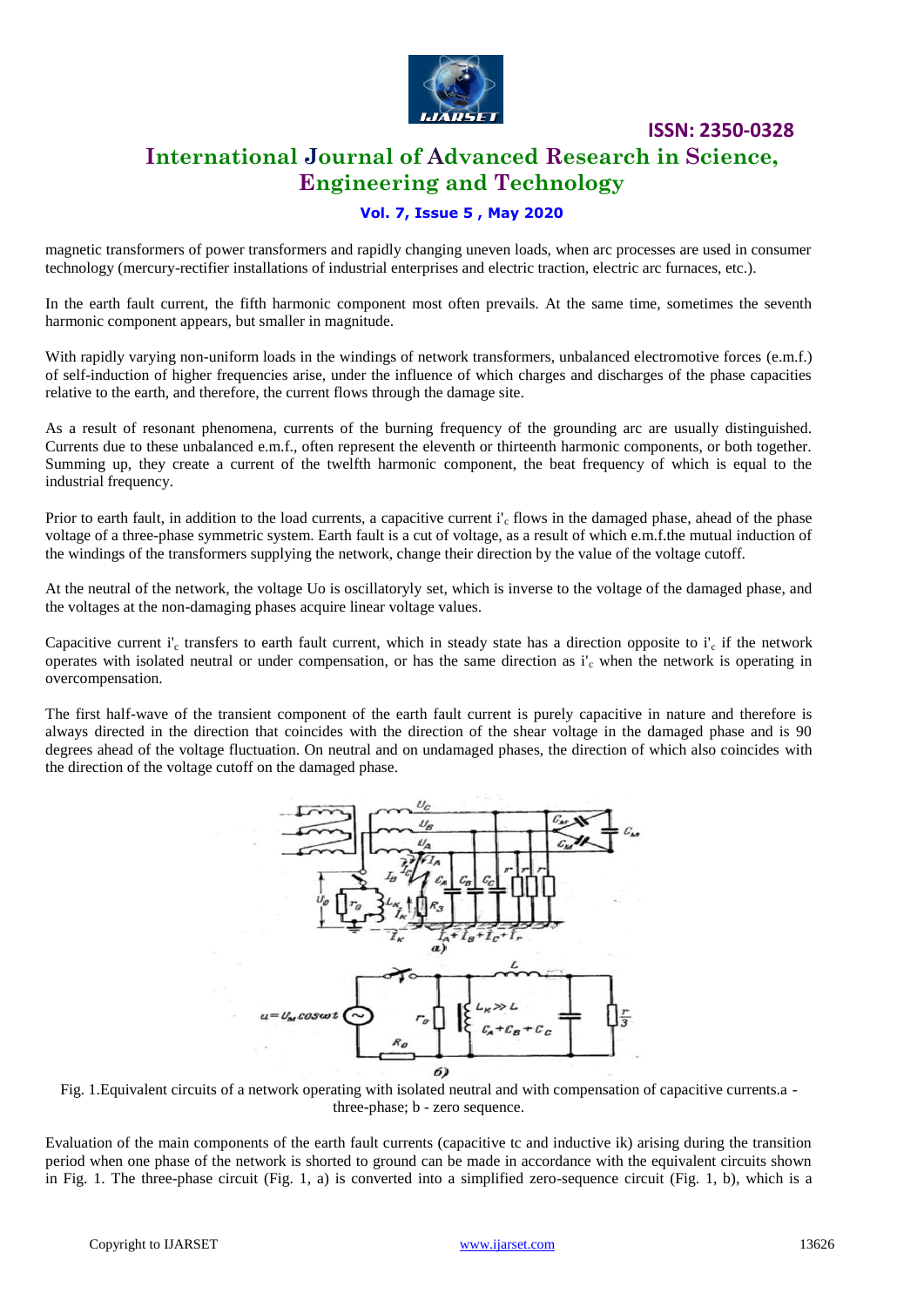magnetic transformers of power transformers and rapidly changing uneven loads, when arc processes are used in consumer technology (mercury-rectifier installations of industrial enterprises and electric traction, electric arc furnaces, etc.).

In the earth fault current, the fifth harmonic component most often prevails. At the same time, sometimes the seventh harmonic component appears, but smaller in magnitude.

With rapidly varying non-uniform loads in the windings of network transformers, unbalanced electromotive forces (e.m.f.) of self-induction of higher frequencies arise, under the influence of which charges and discharges of the phase capacities relative to the earth, and therefore, the current flows through the damage site.

As a result of resonant phenomena, currents of the burning frequency of the grounding arc are usually distinguished. Currents due to these unbalanced e.m.f., often represent the eleventh or thirteenth harmonic components, or both together. Summing up, they create a current of the twelfth harmonic component, the beat frequency of which is equal to the industrial frequency.

Prior to earth fault, in addition to the load currents, a capacitive current $i'_c$ flows in the damaged phase, ahead of the phase voltage of a three-phase symmetric system. Earth fault is a cut of voltage, as a result of which e.m.f.the mutual induction of the windings of the transformers supplying the network, change their direction by the value of the voltage cutoff.

At the neutral of the network, the voltage Uo is oscillatoryly set, which is inverse to the voltage of the damaged phase, and the voltages at the non-damaging phases acquire linear voltage values.

Capacitive current $i'_c$ transfers to earth fault current, which in steady state has a direction opposite to $i'_c$ if the network operates with isolated neutral or under compensation, or has the same direction as $i'_c$ when the network is operating in overcompensation.

The first half-wave of the transient component of the earth fault current is purely capacitive in nature and therefore is always directed in the direction that coincides with the direction of the shear voltage in the damaged phase and is 90 degrees ahead of the voltage fluctuation. On neutral and on undamaged phases, the direction of which also coincides with the direction of the voltage cutoff on the damaged phase.

Fig. 1.Equivalent circuits of a network operating with isolated neutral and with compensation of capacitive currents.a - three-phase; b - zero sequence.

Evaluation of the main components of the earth fault currents (capacitive tc and inductive ik) arising during the transition period when one phase of the network is shorted to ground can be made in accordance with the equivalent circuits shown in Fig. 1. The three-phase circuit (Fig. 1, a) is converted into a simplified zero-sequence circuit (Fig. 1, b), which is a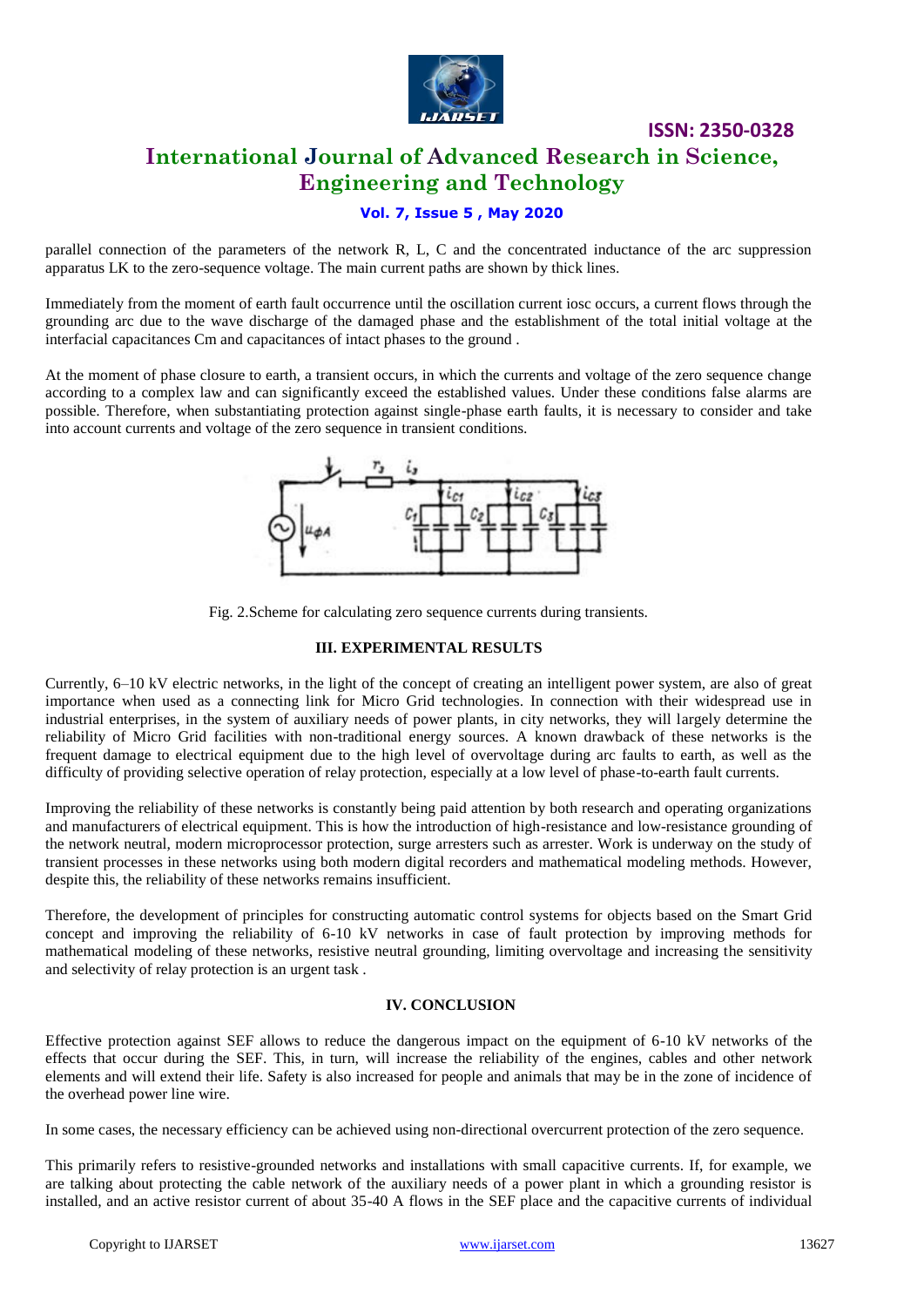parallel connection of the parameters of the network R, L, C and the concentrated inductance of the arc suppression apparatus LK to the zero-sequence voltage. The main current paths are shown by thick lines.

Immediately from the moment of earth fault occurrence until the oscillation current iosc occurs, a current flows through the grounding arc due to the wave discharge of the damaged phase and the establishment of the total initial voltage at the interfacial capacitances Cm and capacitances of intact phases to the ground .

At the moment of phase closure to earth, a transient occurs, in which the currents and voltage of the zero sequence change according to a complex law and can significantly exceed the established values. Under these conditions false alarms are possible. Therefore, when substantiating protection against single-phase earth faults, it is necessary to consider and take into account currents and voltage of the zero sequence in transient conditions.

Fig. 2.Scheme for calculating zero sequence currents during transients.

### III. EXPERIMENTAL RESULTS

Currently, 6–10 kV electric networks, in the light of the concept of creating an intelligent power system, are also of great importance when used as a connecting link for Micro Grid technologies. In connection with their widespread use in industrial enterprises, in the system of auxiliary needs of power plants, in city networks, they will largely determine the reliability of Micro Grid facilities with non-traditional energy sources. A known drawback of these networks is the frequent damage to electrical equipment due to the high level of overvoltage during arc faults to earth, as well as the difficulty of providing selective operation of relay protection, especially at a low level of phase-to-earth fault currents.

Improving the reliability of these networks is constantly being paid attention by both research and operating organizations and manufacturers of electrical equipment. This is how the introduction of high-resistance and low-resistance grounding of the network neutral, modern microprocessor protection, surge arresters such as arrester. Work is underway on the study of transient processes in these networks using both modern digital recorders and mathematical modeling methods. However, despite this, the reliability of these networks remains insufficient.

Therefore, the development of principles for constructing automatic control systems for objects based on the Smart Grid concept and improving the reliability of 6-10 kV networks in case of fault protection by improving methods for mathematical modeling of these networks, resistive neutral grounding, limiting overvoltage and increasing the sensitivity and selectivity of relay protection is an urgent task .

### IV. CONCLUSION

Effective protection against SEF allows to reduce the dangerous impact on the equipment of 6-10 kV networks of the effects that occur during the SEF. This, in turn, will increase the reliability of the engines, cables and other network elements and will extend their life. Safety is also increased for people and animals that may be in the zone of incidence of the overhead power line wire.

In some cases, the necessary efficiency can be achieved using non-directional overcurrent protection of the zero sequence.

This primarily refers to resistive-grounded networks and installations with small capacitive currents. If, for example, we are talking about protecting the cable network of the auxiliary needs of a power plant in which a grounding resistor is installed, and an active resistor current of about 35-40 A flows in the SEF place and the capacitive currents of individual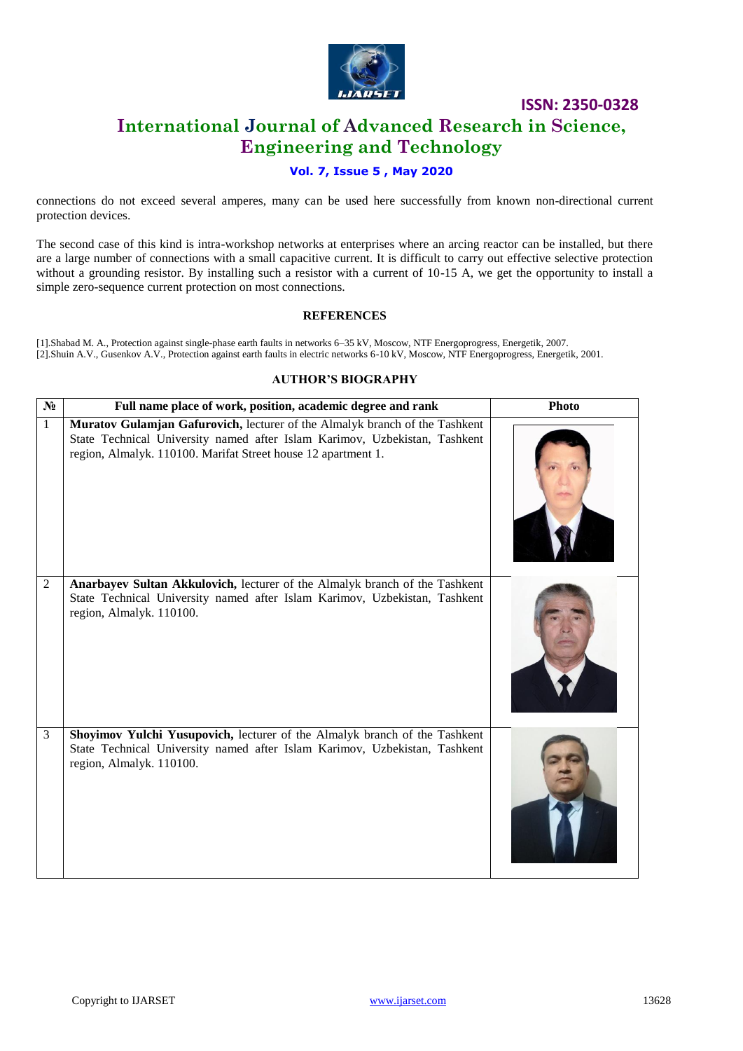connections do not exceed several amperes, many can be used here successfully from known non-directional current protection devices.

The second case of this kind is intra-workshop networks at enterprises where an arcing reactor can be installed, but there are a large number of connections with a small capacitive current. It is difficult to carry out effective selective protection without a grounding resistor. By installing such a resistor with a current of 10-15 A, we get the opportunity to install a simple zero-sequence current protection on most connections.

## REFERENCES

[1].Shabad M. A., Protection against single-phase earth faults in networks 6–35 kV, Moscow, NTF Energoprogress, Energetik, 2007.
[2].Shuin A.V., Gusenkov A.V., Protection against earth faults in electric networks 6-10 kV, Moscow, NTF Energoprogress, Energetik, 2001.

## AUTHOR'S BIOGRAPHY

| № | Full name place of work, position, academic degree and rank | Photo |
| --- | --- | --- |
| 1 | **Muratov Gulamjan Gafurovich,** lecturer of the Almalyk branch of the Tashkent State Technical University named after Islam Karimov, Uzbekistan, Tashkent region, Almalyk. 110100. Marifat Street house 12 apartment 1. | |
| 2 | **Anarbayev Sultan Akkulovich,** lecturer of the Almalyk branch of the Tashkent State Technical University named after Islam Karimov, Uzbekistan, Tashkent region, Almalyk. 110100. | |
| 3 | **Shoyimov Yulchi Yusupovich,** lecturer of the Almalyk branch of the Tashkent State Technical University named after Islam Karimov, Uzbekistan, Tashkent region, Almalyk. 110100. | |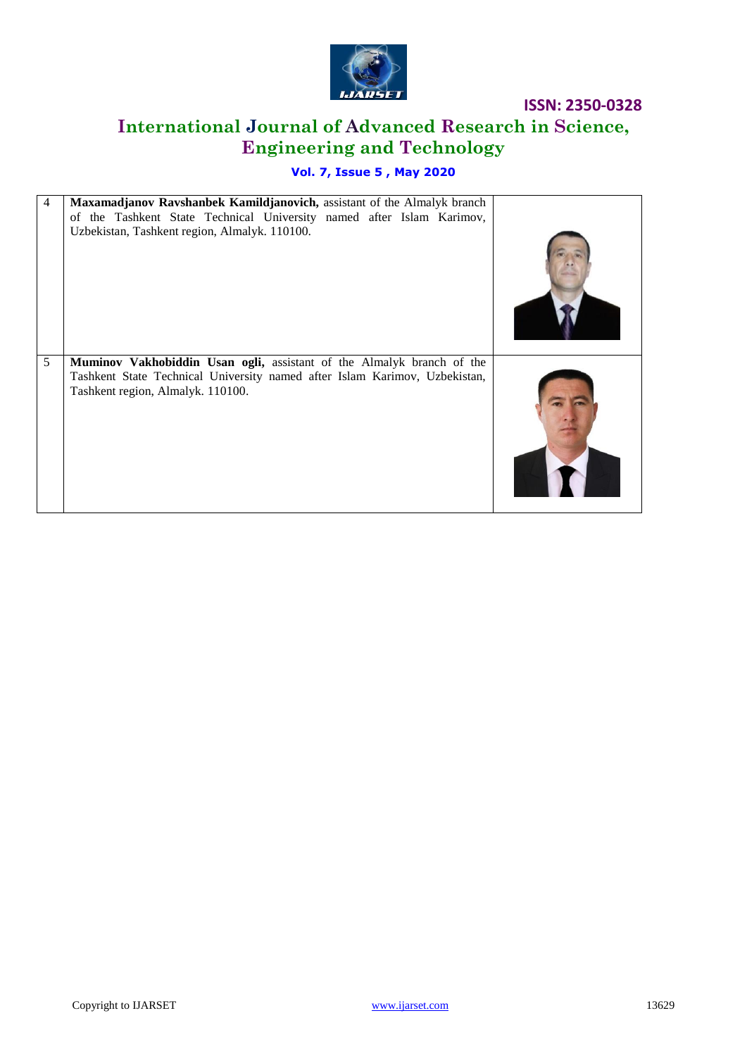| | | |
|---|---|---|
| 4 | **Maxamadjanov Ravshanbek Kamildjanovich,** assistant of the Almalyk branch of the Tashkent State Technical University named after Islam Karimov, Uzbekistan, Tashkent region, Almalyk. 110100. | |
| 5 | **Muminov Vakhobiddin Usan ogli,** assistant of the Almalyk branch of the Tashkent State Technical University named after Islam Karimov, Uzbekistan, Tashkent region, Almalyk. 110100. | |